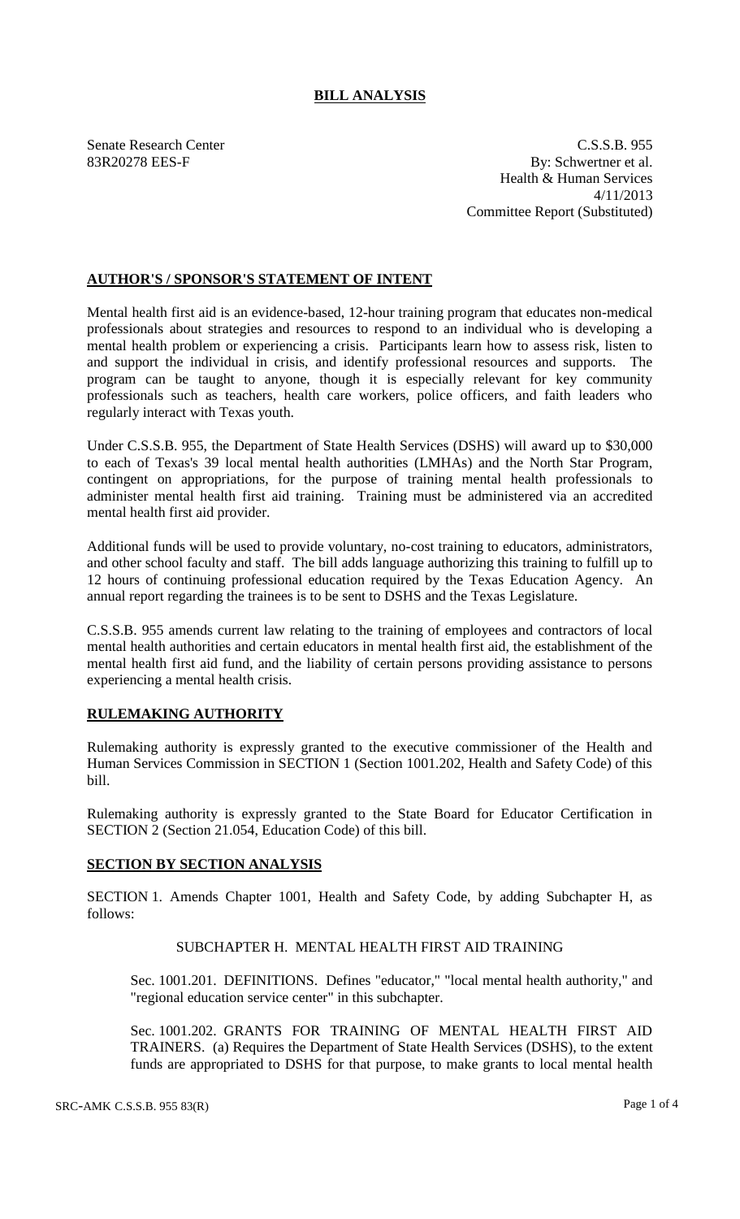# BILL ANALYSIS

Senate Research Center
83R20278 EES-F

C.S.S.B. 955
By: Schwertner et al.
Health & Human Services
4/11/2013
Committee Report (Substituted)

## AUTHOR'S / SPONSOR'S STATEMENT OF INTENT

Mental health first aid is an evidence-based, 12-hour training program that educates non-medical professionals about strategies and resources to respond to an individual who is developing a mental health problem or experiencing a crisis. Participants learn how to assess risk, listen to and support the individual in crisis, and identify professional resources and supports. The program can be taught to anyone, though it is especially relevant for key community professionals such as teachers, health care workers, police officers, and faith leaders who regularly interact with Texas youth.

Under C.S.S.B. 955, the Department of State Health Services (DSHS) will award up to $30,000 to each of Texas's 39 local mental health authorities (LMHAs) and the North Star Program, contingent on appropriations, for the purpose of training mental health professionals to administer mental health first aid training. Training must be administered via an accredited mental health first aid provider.

Additional funds will be used to provide voluntary, no-cost training to educators, administrators, and other school faculty and staff. The bill adds language authorizing this training to fulfill up to 12 hours of continuing professional education required by the Texas Education Agency. An annual report regarding the trainees is to be sent to DSHS and the Texas Legislature.

C.S.S.B. 955 amends current law relating to the training of employees and contractors of local mental health authorities and certain educators in mental health first aid, the establishment of the mental health first aid fund, and the liability of certain persons providing assistance to persons experiencing a mental health crisis.

## RULEMAKING AUTHORITY

Rulemaking authority is expressly granted to the executive commissioner of the Health and Human Services Commission in SECTION 1 (Section 1001.202, Health and Safety Code) of this bill.

Rulemaking authority is expressly granted to the State Board for Educator Certification in SECTION 2 (Section 21.054, Education Code) of this bill.

## SECTION BY SECTION ANALYSIS

SECTION 1. Amends Chapter 1001, Health and Safety Code, by adding Subchapter H, as follows:

SUBCHAPTER H. MENTAL HEALTH FIRST AID TRAINING

Sec. 1001.201. DEFINITIONS. Defines "educator," "local mental health authority," and "regional education service center" in this subchapter.

Sec. 1001.202. GRANTS FOR TRAINING OF MENTAL HEALTH FIRST AID TRAINERS. (a) Requires the Department of State Health Services (DSHS), to the extent funds are appropriated to DSHS for that purpose, to make grants to local mental health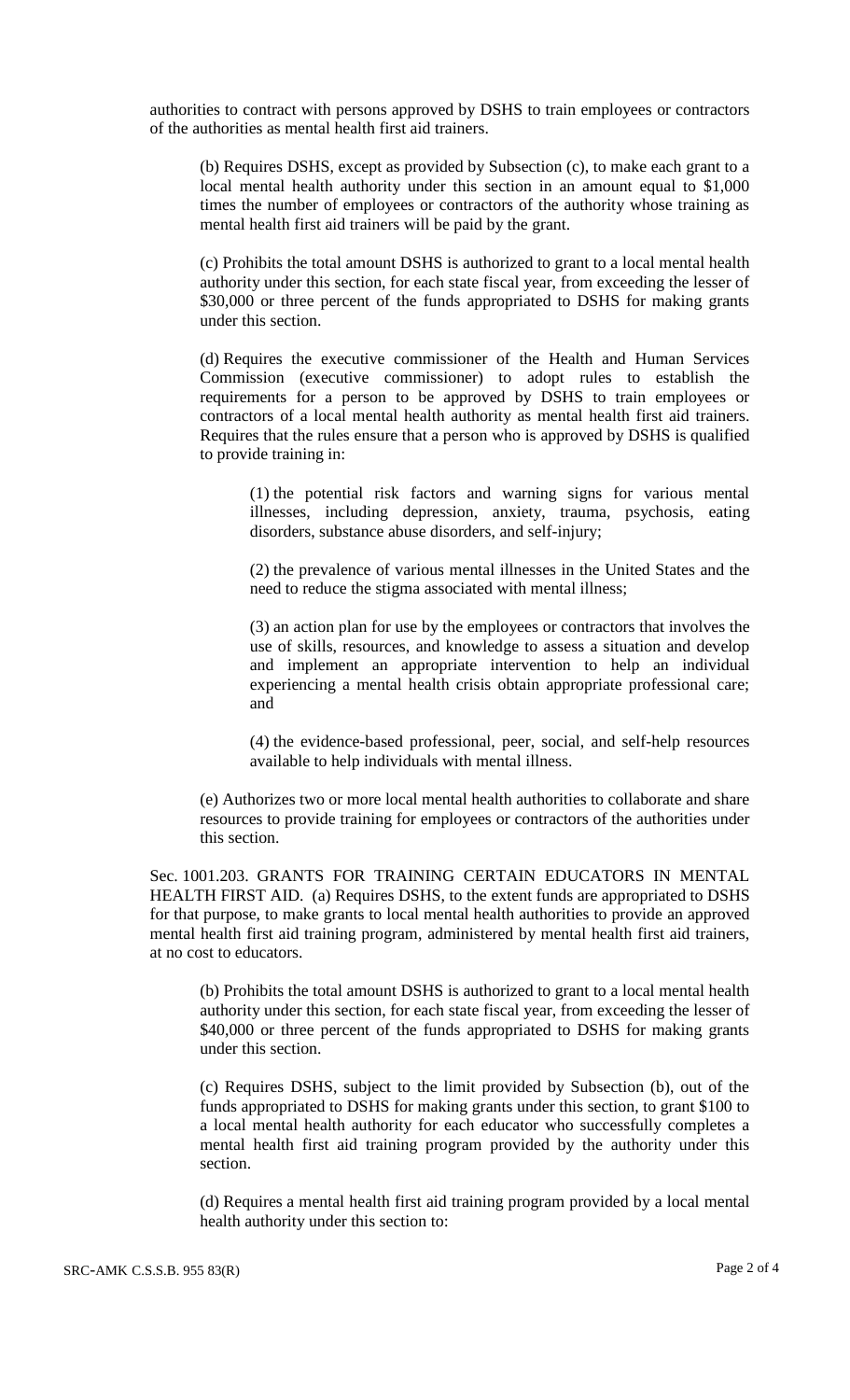authorities to contract with persons approved by DSHS to train employees or contractors of the authorities as mental health first aid trainers.

(b) Requires DSHS, except as provided by Subsection (c), to make each grant to a local mental health authority under this section in an amount equal to $1,000 times the number of employees or contractors of the authority whose training as mental health first aid trainers will be paid by the grant.

(c) Prohibits the total amount DSHS is authorized to grant to a local mental health authority under this section, for each state fiscal year, from exceeding the lesser of $30,000 or three percent of the funds appropriated to DSHS for making grants under this section.

(d) Requires the executive commissioner of the Health and Human Services Commission (executive commissioner) to adopt rules to establish the requirements for a person to be approved by DSHS to train employees or contractors of a local mental health authority as mental health first aid trainers. Requires that the rules ensure that a person who is approved by DSHS is qualified to provide training in:

(1) the potential risk factors and warning signs for various mental illnesses, including depression, anxiety, trauma, psychosis, eating disorders, substance abuse disorders, and self-injury;

(2) the prevalence of various mental illnesses in the United States and the need to reduce the stigma associated with mental illness;

(3) an action plan for use by the employees or contractors that involves the use of skills, resources, and knowledge to assess a situation and develop and implement an appropriate intervention to help an individual experiencing a mental health crisis obtain appropriate professional care; and

(4) the evidence-based professional, peer, social, and self-help resources available to help individuals with mental illness.

(e) Authorizes two or more local mental health authorities to collaborate and share resources to provide training for employees or contractors of the authorities under this section.

Sec. 1001.203. GRANTS FOR TRAINING CERTAIN EDUCATORS IN MENTAL HEALTH FIRST AID. (a) Requires DSHS, to the extent funds are appropriated to DSHS for that purpose, to make grants to local mental health authorities to provide an approved mental health first aid training program, administered by mental health first aid trainers, at no cost to educators.

(b) Prohibits the total amount DSHS is authorized to grant to a local mental health authority under this section, for each state fiscal year, from exceeding the lesser of $40,000 or three percent of the funds appropriated to DSHS for making grants under this section.

(c) Requires DSHS, subject to the limit provided by Subsection (b), out of the funds appropriated to DSHS for making grants under this section, to grant $100 to a local mental health authority for each educator who successfully completes a mental health first aid training program provided by the authority under this section.

(d) Requires a mental health first aid training program provided by a local mental health authority under this section to: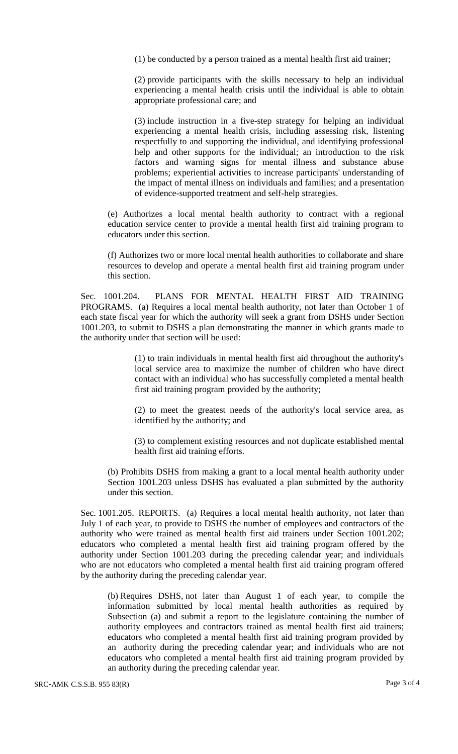(1) be conducted by a person trained as a mental health first aid trainer;

(2) provide participants with the skills necessary to help an individual experiencing a mental health crisis until the individual is able to obtain appropriate professional care; and

(3) include instruction in a five-step strategy for helping an individual experiencing a mental health crisis, including assessing risk, listening respectfully to and supporting the individual, and identifying professional help and other supports for the individual; an introduction to the risk factors and warning signs for mental illness and substance abuse problems; experiential activities to increase participants' understanding of the impact of mental illness on individuals and families; and a presentation of evidence-supported treatment and self-help strategies.

(e) Authorizes a local mental health authority to contract with a regional education service center to provide a mental health first aid training program to educators under this section.

(f) Authorizes two or more local mental health authorities to collaborate and share resources to develop and operate a mental health first aid training program under this section.

Sec. 1001.204. PLANS FOR MENTAL HEALTH FIRST AID TRAINING PROGRAMS. (a) Requires a local mental health authority, not later than October 1 of each state fiscal year for which the authority will seek a grant from DSHS under Section 1001.203, to submit to DSHS a plan demonstrating the manner in which grants made to the authority under that section will be used:

(1) to train individuals in mental health first aid throughout the authority's local service area to maximize the number of children who have direct contact with an individual who has successfully completed a mental health first aid training program provided by the authority;

(2) to meet the greatest needs of the authority's local service area, as identified by the authority; and

(3) to complement existing resources and not duplicate established mental health first aid training efforts.

(b) Prohibits DSHS from making a grant to a local mental health authority under Section 1001.203 unless DSHS has evaluated a plan submitted by the authority under this section.

Sec. 1001.205. REPORTS. (a) Requires a local mental health authority, not later than July 1 of each year, to provide to DSHS the number of employees and contractors of the authority who were trained as mental health first aid trainers under Section 1001.202; educators who completed a mental health first aid training program offered by the authority under Section 1001.203 during the preceding calendar year; and individuals who are not educators who completed a mental health first aid training program offered by the authority during the preceding calendar year.

(b) Requires DSHS, not later than August 1 of each year, to compile the information submitted by local mental health authorities as required by Subsection (a) and submit a report to the legislature containing the number of authority employees and contractors trained as mental health first aid trainers; educators who completed a mental health first aid training program provided by an authority during the preceding calendar year; and individuals who are not educators who completed a mental health first aid training program provided by an authority during the preceding calendar year.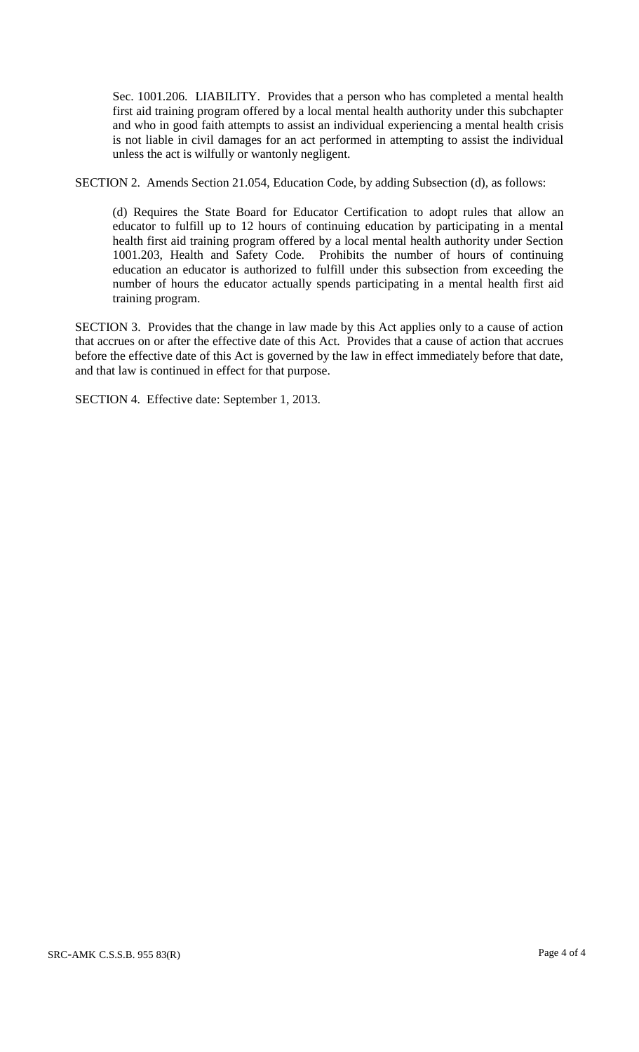Sec. 1001.206. LIABILITY. Provides that a person who has completed a mental health first aid training program offered by a local mental health authority under this subchapter and who in good faith attempts to assist an individual experiencing a mental health crisis is not liable in civil damages for an act performed in attempting to assist the individual unless the act is wilfully or wantonly negligent.

SECTION 2. Amends Section 21.054, Education Code, by adding Subsection (d), as follows:

(d) Requires the State Board for Educator Certification to adopt rules that allow an educator to fulfill up to 12 hours of continuing education by participating in a mental health first aid training program offered by a local mental health authority under Section 1001.203, Health and Safety Code. Prohibits the number of hours of continuing education an educator is authorized to fulfill under this subsection from exceeding the number of hours the educator actually spends participating in a mental health first aid training program.

SECTION 3. Provides that the change in law made by this Act applies only to a cause of action that accrues on or after the effective date of this Act. Provides that a cause of action that accrues before the effective date of this Act is governed by the law in effect immediately before that date, and that law is continued in effect for that purpose.

SECTION 4. Effective date: September 1, 2013.